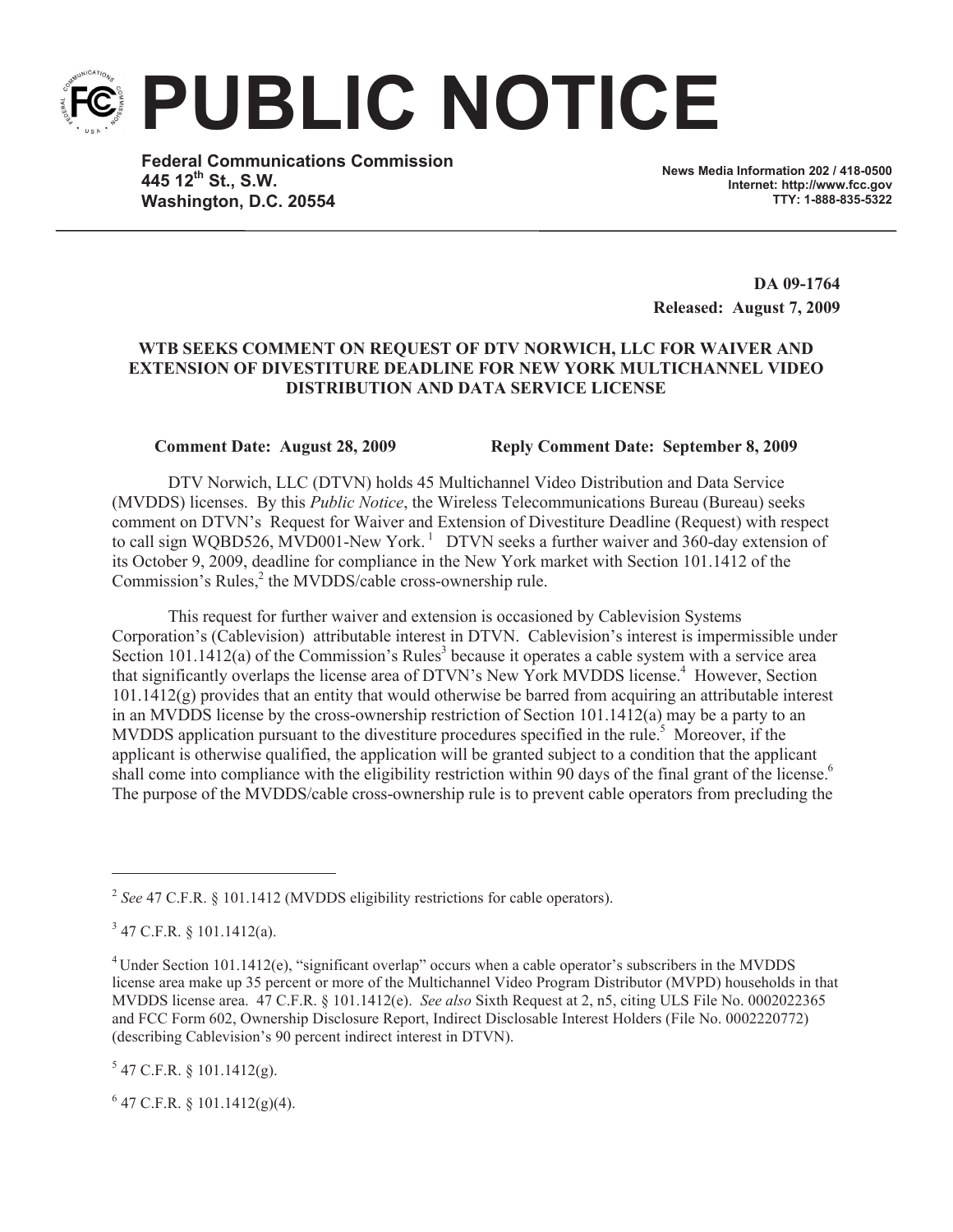# PUBLIC NOTICE

**Federal Communications Commission**
**445 12th St., S.W.**
**Washington, D.C. 20554**

**News Media Information 202 / 418-0500**
**Internet: http://www.fcc.gov**
**TTY: 1-888-835-5322**

**DA 09-1764**
**Released: August 7, 2009**

**WTB SEEKS COMMENT ON REQUEST OF DTV NORWICH, LLC FOR WAIVER AND EXTENSION OF DIVESTITURE DEADLINE FOR NEW YORK MULTICHANNEL VIDEO DISTRIBUTION AND DATA SERVICE LICENSE**

**Comment Date: August 28, 2009** **Reply Comment Date: September 8, 2009**

DTV Norwich, LLC (DTVN) holds 45 Multichannel Video Distribution and Data Service (MVDDS) licenses. By this *Public Notice*, the Wireless Telecommunications Bureau (Bureau) seeks comment on DTVN's Request for Waiver and Extension of Divestiture Deadline (Request) with respect to call sign WQBD526, MVD001-New York.[1] DTVN seeks a further waiver and 360-day extension of its October 9, 2009, deadline for compliance in the New York market with Section 101.1412 of the Commission's Rules,[2] the MVDDS/cable cross-ownership rule.

This request for further waiver and extension is occasioned by Cablevision Systems Corporation's (Cablevision) attributable interest in DTVN. Cablevision's interest is impermissible under Section 101.1412(a) of the Commission's Rules[3] because it operates a cable system with a service area that significantly overlaps the license area of DTVN's New York MVDDS license.[4] However, Section 101.1412(g) provides that an entity that would otherwise be barred from acquiring an attributable interest in an MVDDS license by the cross-ownership restriction of Section 101.1412(a) may be a party to an MVDDS application pursuant to the divestiture procedures specified in the rule.[5] Moreover, if the applicant is otherwise qualified, the application will be granted subject to a condition that the applicant shall come into compliance with the eligibility restriction within 90 days of the final grant of the license.[6] The purpose of the MVDDS/cable cross-ownership rule is to prevent cable operators from precluding the

---

[2] *See* 47 C.F.R. § 101.1412 (MVDDS eligibility restrictions for cable operators).

[3] 47 C.F.R. § 101.1412(a).

[4] Under Section 101.1412(e), "significant overlap" occurs when a cable operator's subscribers in the MVDDS license area make up 35 percent or more of the Multichannel Video Program Distributor (MVPD) households in that MVDDS license area. 47 C.F.R. § 101.1412(e). *See also* Sixth Request at 2, n5, citing ULS File No. 0002022365 and FCC Form 602, Ownership Disclosure Report, Indirect Disclosable Interest Holders (File No. 0002220772) (describing Cablevision's 90 percent indirect interest in DTVN).

[5] 47 C.F.R. § 101.1412(g).

[6] 47 C.F.R. § 101.1412(g)(4).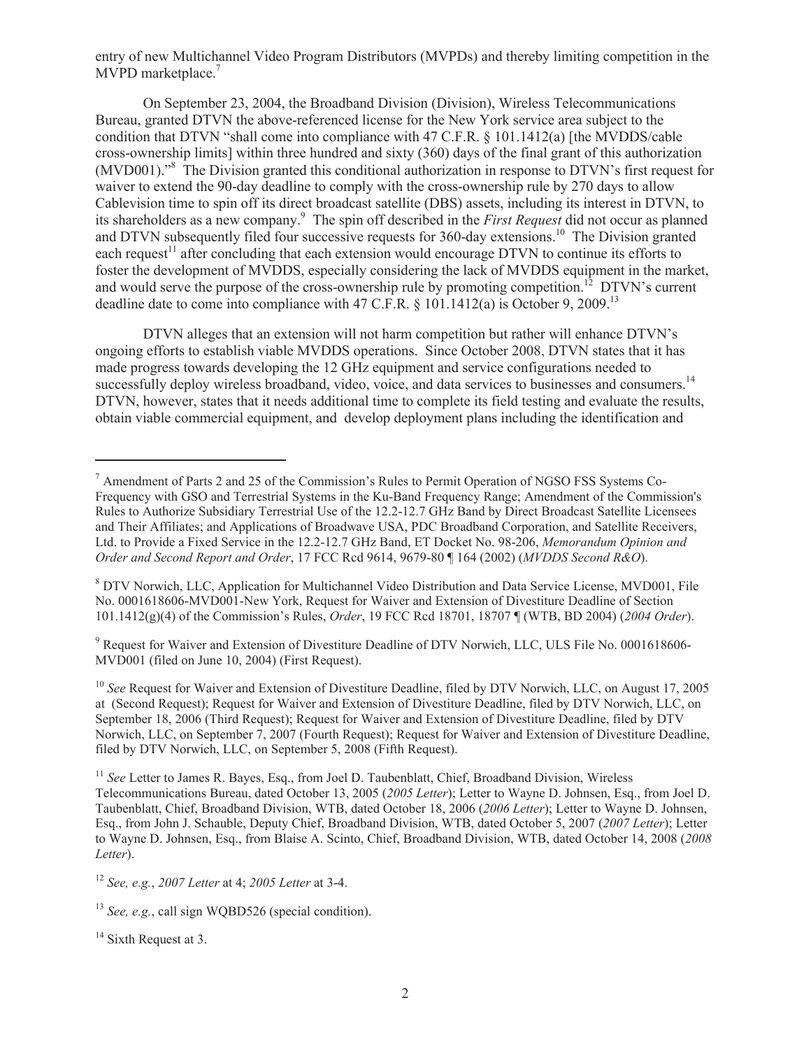entry of new Multichannel Video Program Distributors (MVPDs) and thereby limiting competition in the MVPD marketplace.[7]

On September 23, 2004, the Broadband Division (Division), Wireless Telecommunications Bureau, granted DTVN the above-referenced license for the New York service area subject to the condition that DTVN "shall come into compliance with 47 C.F.R. § 101.1412(a) [the MVDDS/cable cross-ownership limits] within three hundred and sixty (360) days of the final grant of this authorization (MVD001)."[8] The Division granted this conditional authorization in response to DTVN's first request for waiver to extend the 90-day deadline to comply with the cross-ownership rule by 270 days to allow Cablevision time to spin off its direct broadcast satellite (DBS) assets, including its interest in DTVN, to its shareholders as a new company.[9] The spin off described in the *First Request* did not occur as planned and DTVN subsequently filed four successive requests for 360-day extensions.[10] The Division granted each request[11] after concluding that each extension would encourage DTVN to continue its efforts to foster the development of MVDDS, especially considering the lack of MVDDS equipment in the market, and would serve the purpose of the cross-ownership rule by promoting competition.[12] DTVN's current deadline date to come into compliance with 47 C.F.R. § 101.1412(a) is October 9, 2009.[13]

DTVN alleges that an extension will not harm competition but rather will enhance DTVN's ongoing efforts to establish viable MVDDS operations. Since October 2008, DTVN states that it has made progress towards developing the 12 GHz equipment and service configurations needed to successfully deploy wireless broadband, video, voice, and data services to businesses and consumers.[14] DTVN, however, states that it needs additional time to complete its field testing and evaluate the results, obtain viable commercial equipment, and develop deployment plans including the identification and

---

[7] Amendment of Parts 2 and 25 of the Commission's Rules to Permit Operation of NGSO FSS Systems Co-Frequency with GSO and Terrestrial Systems in the Ku-Band Frequency Range; Amendment of the Commission's Rules to Authorize Subsidiary Terrestrial Use of the 12.2-12.7 GHz Band by Direct Broadcast Satellite Licensees and Their Affiliates; and Applications of Broadwave USA, PDC Broadband Corporation, and Satellite Receivers, Ltd. to Provide a Fixed Service in the 12.2-12.7 GHz Band, ET Docket No. 98-206, *Memorandum Opinion and Order and Second Report and Order*, 17 FCC Rcd 9614, 9679-80 ¶ 164 (2002) (*MVDDS Second R&O*).

[8] DTV Norwich, LLC, Application for Multichannel Video Distribution and Data Service License, MVD001, File No. 0001618606-MVD001-New York, Request for Waiver and Extension of Divestiture Deadline of Section 101.1412(g)(4) of the Commission's Rules, *Order*, 19 FCC Rcd 18701, 18707 ¶ (WTB, BD 2004) (*2004 Order*).

[9] Request for Waiver and Extension of Divestiture Deadline of DTV Norwich, LLC, ULS File No. 0001618606-MVD001 (filed on June 10, 2004) (First Request).

[10] *See* Request for Waiver and Extension of Divestiture Deadline, filed by DTV Norwich, LLC, on August 17, 2005 at (Second Request); Request for Waiver and Extension of Divestiture Deadline, filed by DTV Norwich, LLC, on September 18, 2006 (Third Request); Request for Waiver and Extension of Divestiture Deadline, filed by DTV Norwich, LLC, on September 7, 2007 (Fourth Request); Request for Waiver and Extension of Divestiture Deadline, filed by DTV Norwich, LLC, on September 5, 2008 (Fifth Request).

[11] *See* Letter to James R. Bayes, Esq., from Joel D. Taubenblatt, Chief, Broadband Division, Wireless Telecommunications Bureau, dated October 13, 2005 (*2005 Letter*); Letter to Wayne D. Johnsen, Esq., from Joel D. Taubenblatt, Chief, Broadband Division, WTB, dated October 18, 2006 (*2006 Letter*); Letter to Wayne D. Johnsen, Esq., from John J. Schauble, Deputy Chief, Broadband Division, WTB, dated October 5, 2007 (*2007 Letter*); Letter to Wayne D. Johnsen, Esq., from Blaise A. Scinto, Chief, Broadband Division, WTB, dated October 14, 2008 (*2008 Letter*).

[12] *See, e.g.*, *2007 Letter* at 4; *2005 Letter* at 3-4.

[13] *See, e.g.*, call sign WQBD526 (special condition).

[14] Sixth Request at 3.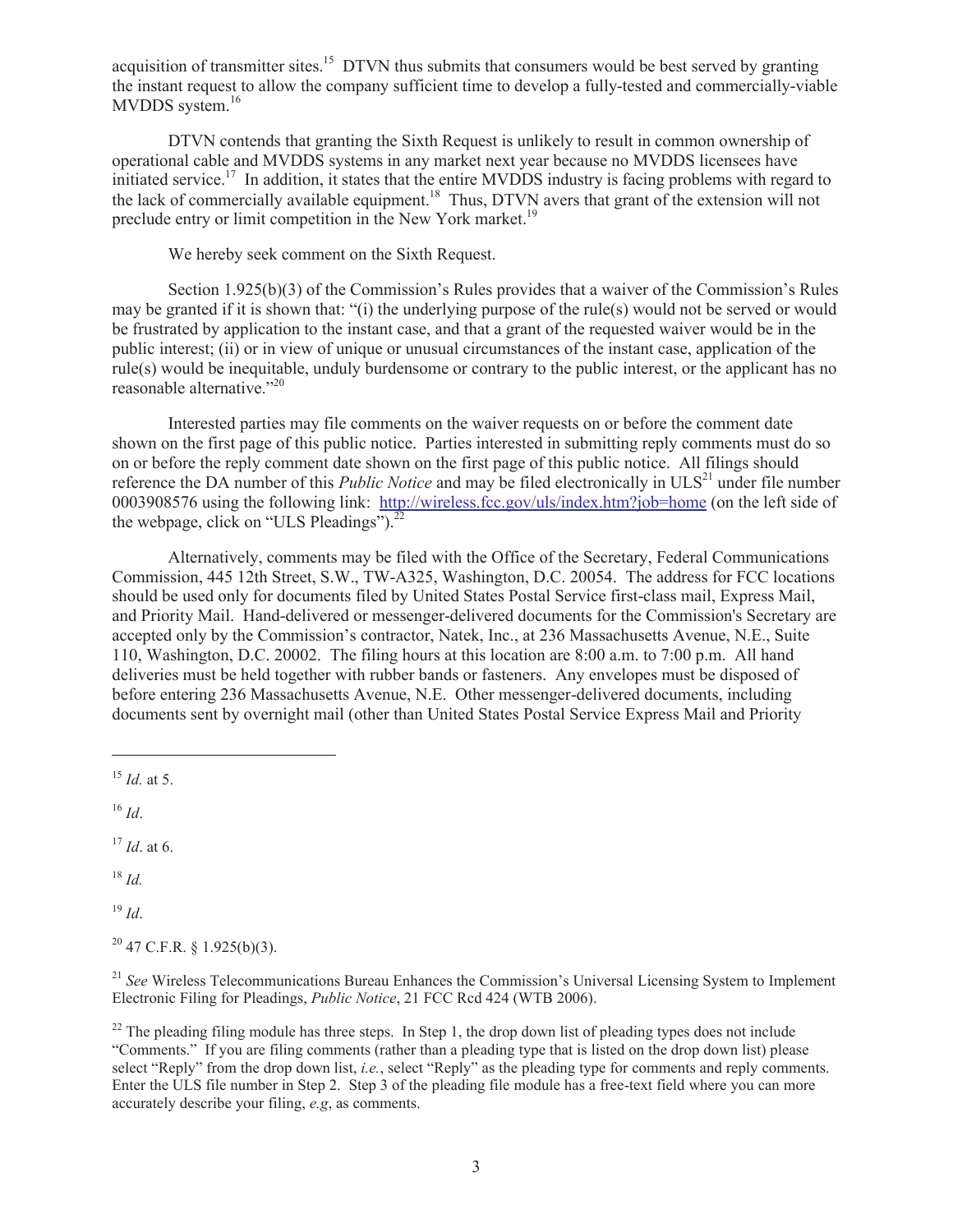acquisition of transmitter sites.[15] DTVN thus submits that consumers would be best served by granting the instant request to allow the company sufficient time to develop a fully-tested and commercially-viable MVDDS system.[16]

DTVN contends that granting the Sixth Request is unlikely to result in common ownership of operational cable and MVDDS systems in any market next year because no MVDDS licensees have initiated service.[17] In addition, it states that the entire MVDDS industry is facing problems with regard to the lack of commercially available equipment.[18] Thus, DTVN avers that grant of the extension will not preclude entry or limit competition in the New York market.[19]

We hereby seek comment on the Sixth Request.

Section 1.925(b)(3) of the Commission's Rules provides that a waiver of the Commission's Rules may be granted if it is shown that: "(i) the underlying purpose of the rule(s) would not be served or would be frustrated by application to the instant case, and that a grant of the requested waiver would be in the public interest; (ii) or in view of unique or unusual circumstances of the instant case, application of the rule(s) would be inequitable, unduly burdensome or contrary to the public interest, or the applicant has no reasonable alternative."[20]

Interested parties may file comments on the waiver requests on or before the comment date shown on the first page of this public notice. Parties interested in submitting reply comments must do so on or before the reply comment date shown on the first page of this public notice. All filings should reference the DA number of this *Public Notice* and may be filed electronically in ULS[21] under file number 0003908576 using the following link: http://wireless.fcc.gov/uls/index.htm?job=home (on the left side of the webpage, click on "ULS Pleadings").[22]

Alternatively, comments may be filed with the Office of the Secretary, Federal Communications Commission, 445 12th Street, S.W., TW-A325, Washington, D.C. 20054. The address for FCC locations should be used only for documents filed by United States Postal Service first-class mail, Express Mail, and Priority Mail. Hand-delivered or messenger-delivered documents for the Commission's Secretary are accepted only by the Commission's contractor, Natek, Inc., at 236 Massachusetts Avenue, N.E., Suite 110, Washington, D.C. 20002. The filing hours at this location are 8:00 a.m. to 7:00 p.m. All hand deliveries must be held together with rubber bands or fasteners. Any envelopes must be disposed of before entering 236 Massachusetts Avenue, N.E. Other messenger-delivered documents, including documents sent by overnight mail (other than United States Postal Service Express Mail and Priority

---

[15] *Id.* at 5.

[16] *Id*.

[17] *Id*. at 6.

[18] *Id.*

[19] *Id*.

[20] 47 C.F.R. § 1.925(b)(3).

[21] *See* Wireless Telecommunications Bureau Enhances the Commission's Universal Licensing System to Implement Electronic Filing for Pleadings, *Public Notice*, 21 FCC Rcd 424 (WTB 2006).

[22] The pleading filing module has three steps. In Step 1, the drop down list of pleading types does not include "Comments." If you are filing comments (rather than a pleading type that is listed on the drop down list) please select "Reply" from the drop down list, *i.e.*, select "Reply" as the pleading type for comments and reply comments. Enter the ULS file number in Step 2. Step 3 of the pleading file module has a free-text field where you can more accurately describe your filing, *e.g*, as comments.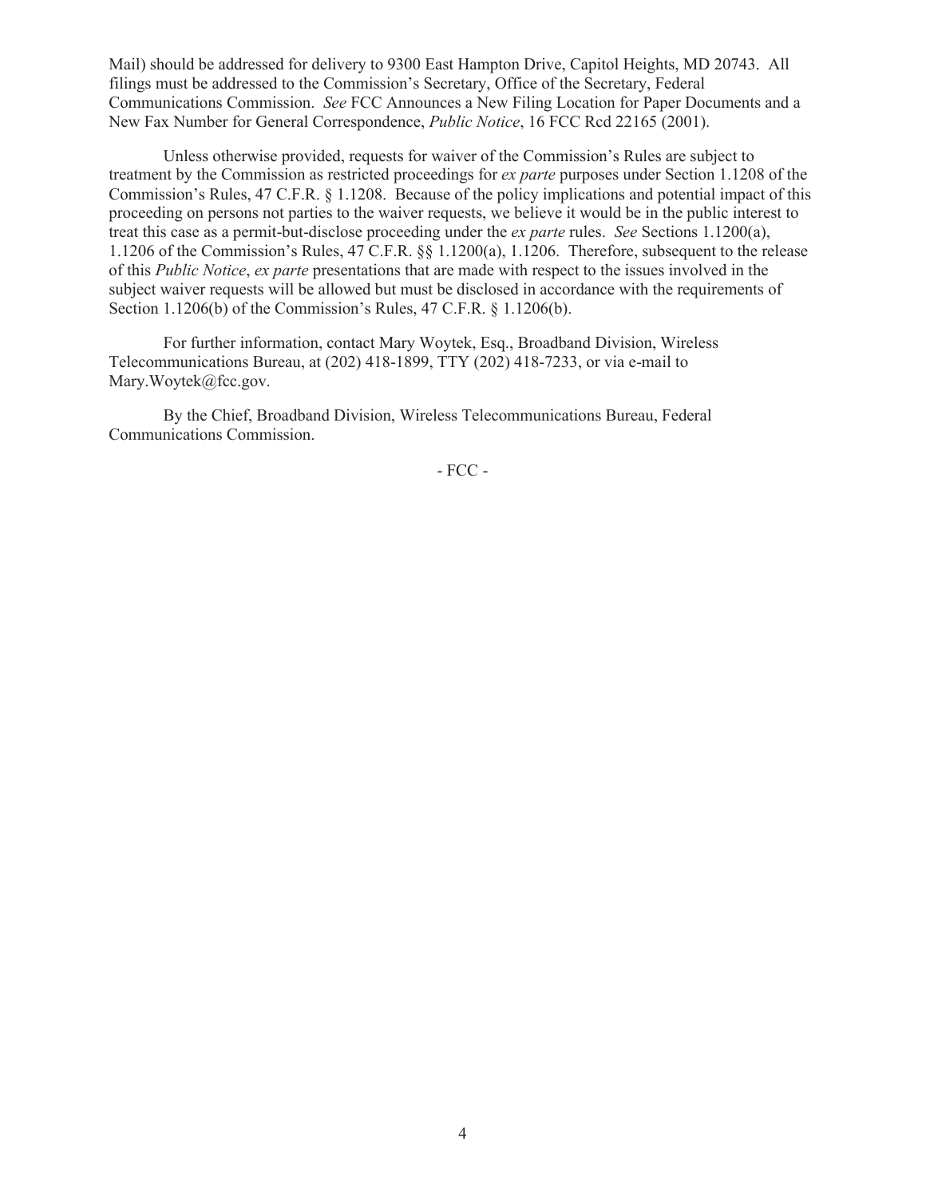Mail) should be addressed for delivery to 9300 East Hampton Drive, Capitol Heights, MD 20743. All filings must be addressed to the Commission's Secretary, Office of the Secretary, Federal Communications Commission. *See* FCC Announces a New Filing Location for Paper Documents and a New Fax Number for General Correspondence, *Public Notice*, 16 FCC Rcd 22165 (2001).

Unless otherwise provided, requests for waiver of the Commission's Rules are subject to treatment by the Commission as restricted proceedings for *ex parte* purposes under Section 1.1208 of the Commission's Rules, 47 C.F.R. § 1.1208. Because of the policy implications and potential impact of this proceeding on persons not parties to the waiver requests, we believe it would be in the public interest to treat this case as a permit-but-disclose proceeding under the *ex parte* rules. *See* Sections 1.1200(a), 1.1206 of the Commission's Rules, 47 C.F.R. §§ 1.1200(a), 1.1206. Therefore, subsequent to the release of this *Public Notice*, *ex parte* presentations that are made with respect to the issues involved in the subject waiver requests will be allowed but must be disclosed in accordance with the requirements of Section 1.1206(b) of the Commission's Rules, 47 C.F.R. § 1.1206(b).

For further information, contact Mary Woytek, Esq., Broadband Division, Wireless Telecommunications Bureau, at (202) 418-1899, TTY (202) 418-7233, or via e-mail to Mary.Woytek@fcc.gov.

By the Chief, Broadband Division, Wireless Telecommunications Bureau, Federal Communications Commission.

- FCC -